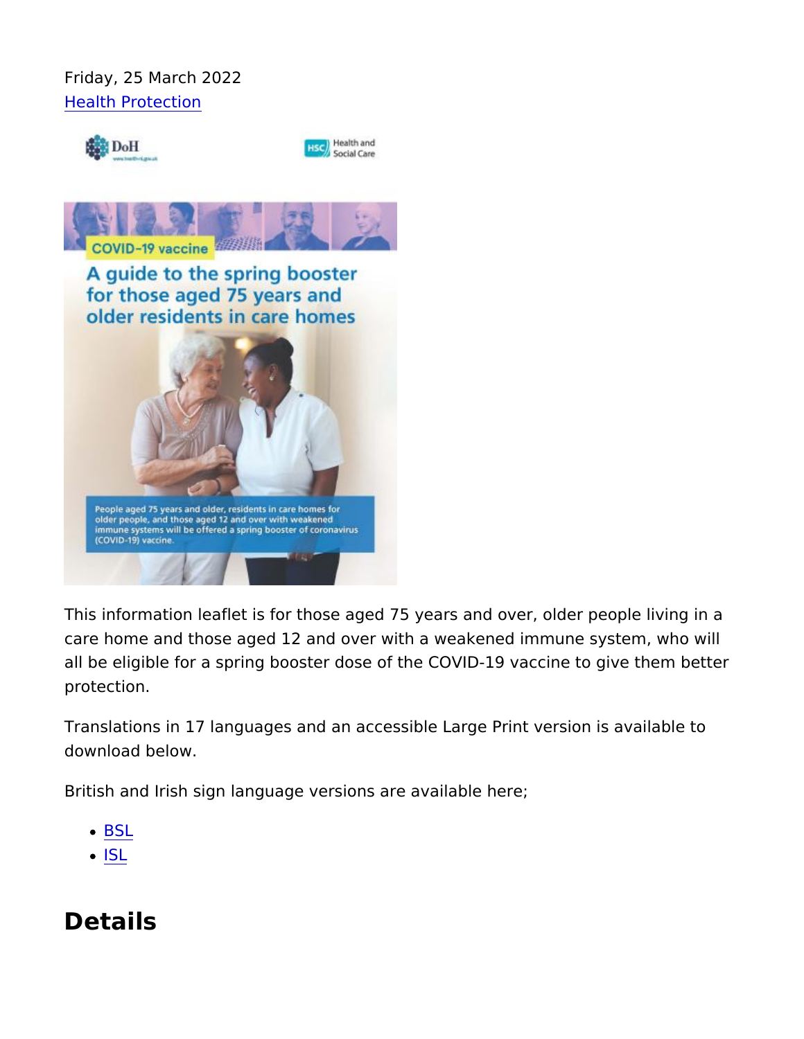Friday, 25 March 2022
Health Protection

This information leaflet is for those aged 75 years and over, older people living in a care home and those aged 12 and over with a weakened immune system, who will all be eligible for a spring booster dose of the COVID-19 vaccine to give them better protection.

Translations in 17 languages and an accessible Large Print version is available to download below.

British and Irish sign language versions are available here;

- BSL
- ISL

## Details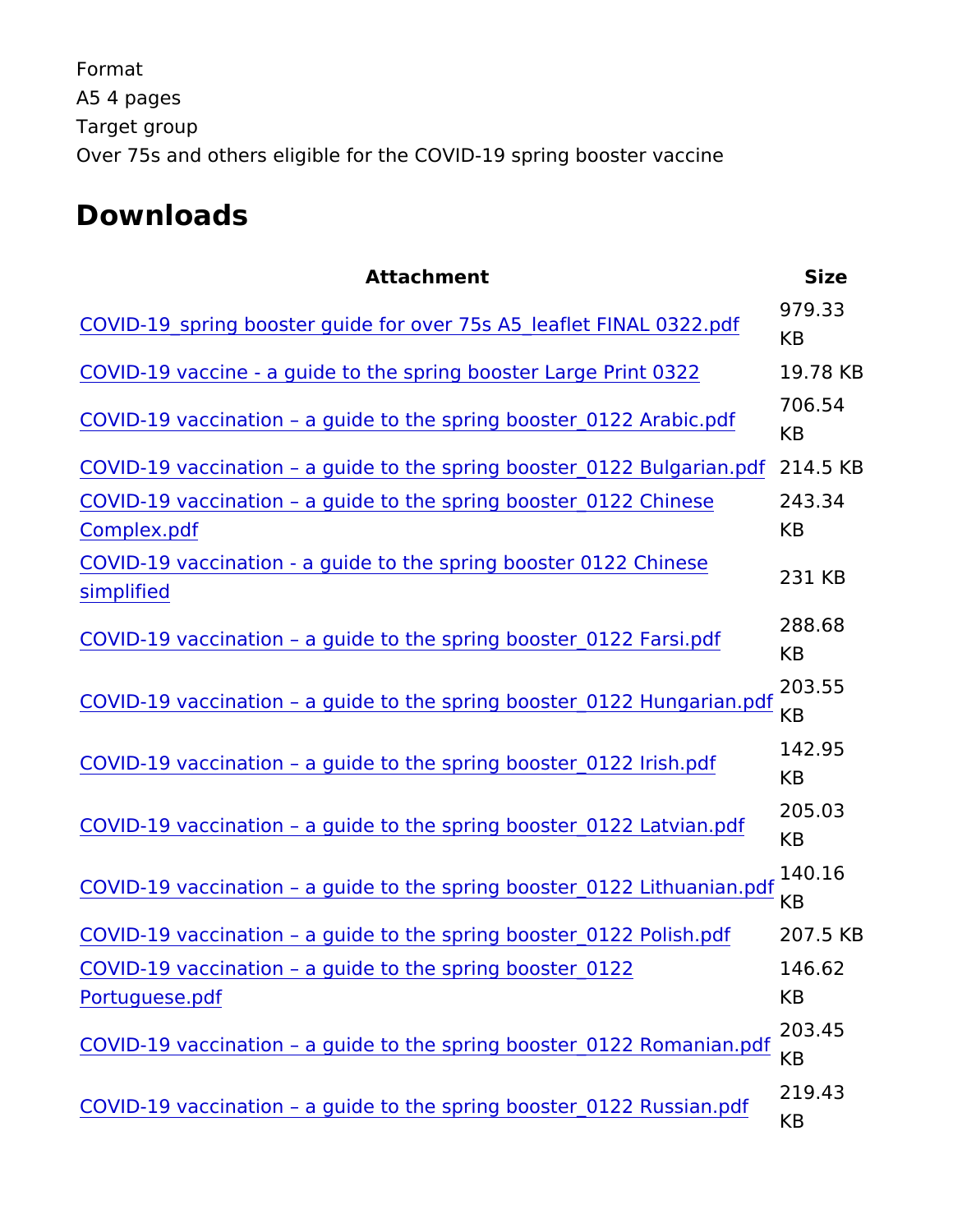Format

A5 4 pages

Target group

Over 75s and others eligible for the COVID-19 spring booster vaccine

## Downloads

| Attachment | Size |
|---|---|
| COVID-19_spring booster guide for over 75s A5_leaflet FINAL 0322.pdf | 979.33 KB |
| COVID-19 vaccine - a guide to the spring booster Large Print 0322 | 19.78 KB |
| COVID-19 vaccination – a guide to the spring booster_0122 Arabic.pdf | 706.54 KB |
| COVID-19 vaccination – a guide to the spring booster_0122 Bulgarian.pdf | 214.5 KB |
| COVID-19 vaccination – a guide to the spring booster_0122 Chinese Complex.pdf | 243.34 KB |
| COVID-19 vaccination - a guide to the spring booster 0122 Chinese simplified | 231 KB |
| COVID-19 vaccination – a guide to the spring booster_0122 Farsi.pdf | 288.68 KB |
| COVID-19 vaccination – a guide to the spring booster_0122 Hungarian.pdf | 203.55 KB |
| COVID-19 vaccination – a guide to the spring booster_0122 Irish.pdf | 142.95 KB |
| COVID-19 vaccination – a guide to the spring booster_0122 Latvian.pdf | 205.03 KB |
| COVID-19 vaccination – a guide to the spring booster_0122 Lithuanian.pdf | 140.16 KB |
| COVID-19 vaccination – a guide to the spring booster_0122 Polish.pdf | 207.5 KB |
| COVID-19 vaccination – a guide to the spring booster_0122 Portuguese.pdf | 146.62 KB |
| COVID-19 vaccination – a guide to the spring booster_0122 Romanian.pdf | 203.45 KB |
| COVID-19 vaccination – a guide to the spring booster_0122 Russian.pdf | 219.43 KB |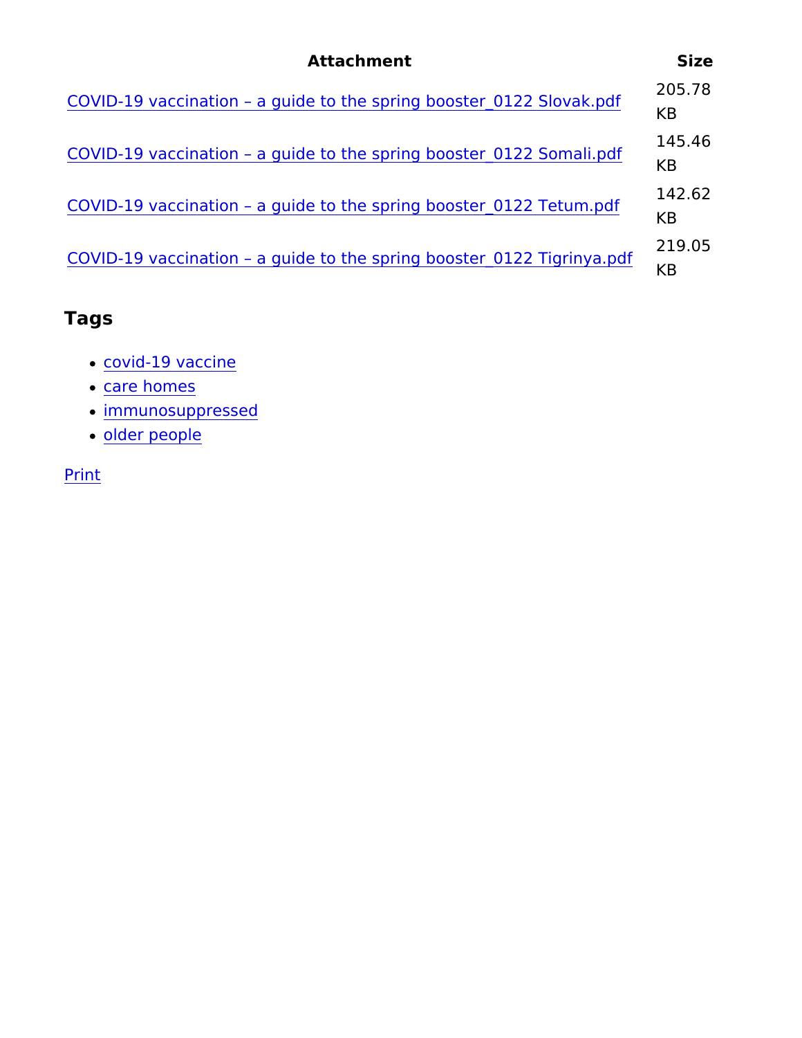| Attachment | Size |
| --- | --- |
| COVID-19 vaccination – a guide to the spring booster_0122 Slovak.pdf | 205.78 KB |
| COVID-19 vaccination – a guide to the spring booster_0122 Somali.pdf | 145.46 KB |
| COVID-19 vaccination – a guide to the spring booster_0122 Tetum.pdf | 142.62 KB |
| COVID-19 vaccination – a guide to the spring booster_0122 Tigrinya.pdf | 219.05 KB |

## Tags

- covid-19 vaccine
- care homes
- immunosuppressed
- older people

Print